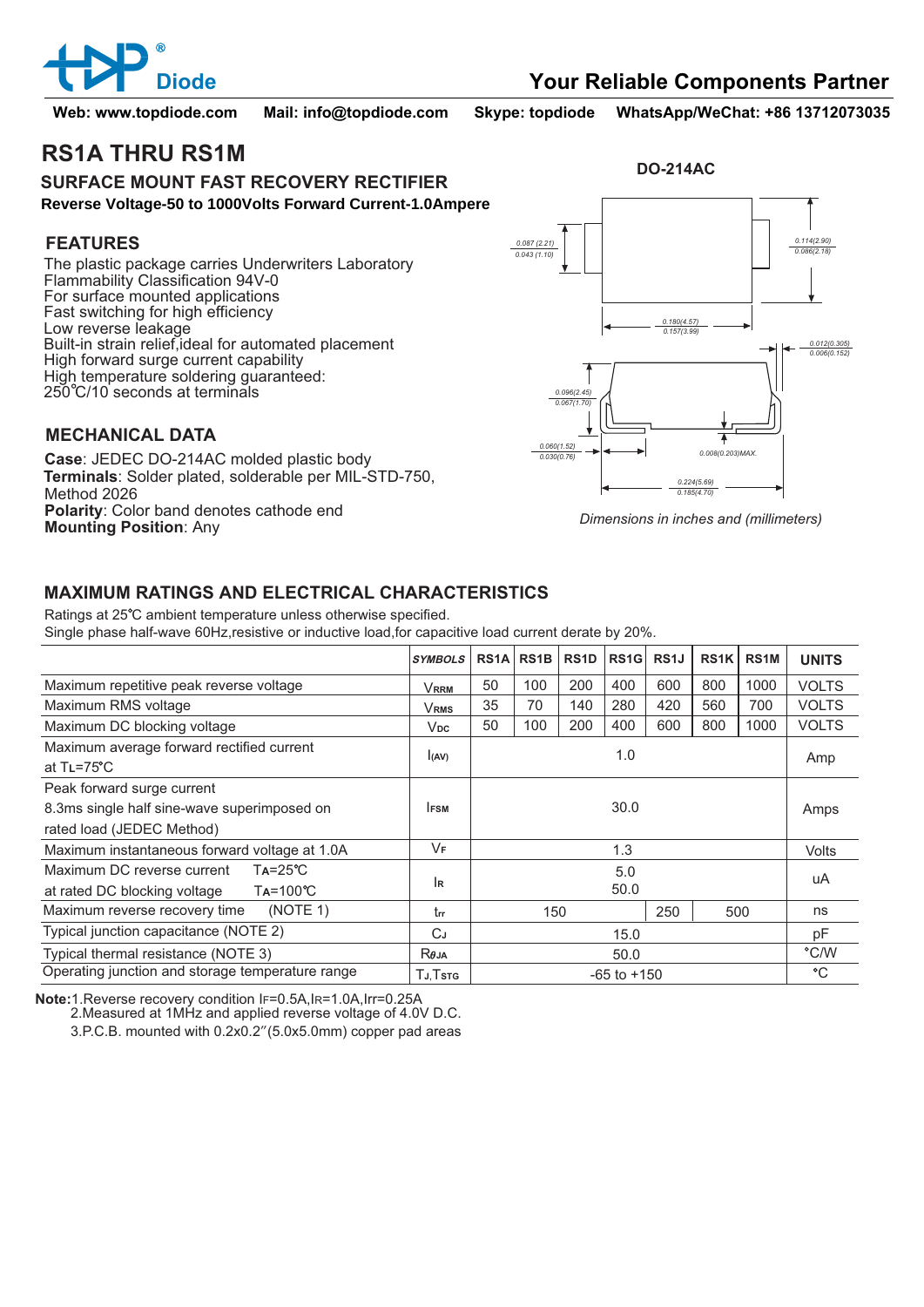# RS1A THRU RS1M

## SURFACE MOUNT FAST RECOVERY RECTIFIER

**Reverse Voltage-50 to 1000Volts Forward Current-1.0Ampere**

DO-214AC

### FEATURES

The plastic package carries Underwriters Laboratory Flammability Classification 94V-0
For surface mounted applications
Fast switching for high efficiency
Low reverse leakage
Built-in strain relief,ideal for automated placement
High forward surge current capability
High temperature soldering guaranteed:
250℃/10 seconds at terminals

### MECHANICAL DATA

**Case**: JEDEC DO-214AC molded plastic body
**Terminals**: Solder plated, solderable per MIL-STD-750, Method 2026
**Polarity**: Color band denotes cathode end
**Mounting Position**: Any

0.087 (2.21)
0.043 (1.10)
0.114(2.90)
0.086(2.18)
0.180(4.57)
0.157(3.99)
0.012(0.305)
0.006(0.152)
0.096(2.45)
0.067(1.70)
0.060(1.52)
0.030(0.76)
0.008(0.203)MAX.
0.224(5.69)
0.185(4.70)

*Dimensions in inches and (millimeters)*

### MAXIMUM RATINGS AND ELECTRICAL CHARACTERISTICS

Ratings at 25℃ ambient temperature unless otherwise specified.
Single phase half-wave 60Hz,resistive or inductive load,for capacitive load current derate by 20%.

| | SYMBOLS | RS1A | RS1B | RS1D | RS1G | RS1J | RS1K | RS1M | UNITS |
|---|---|---|---|---|---|---|---|---|---|
| Maximum repetitive peak reverse voltage | $V_{RRM}$ | 50 | 100 | 200 | 400 | 600 | 800 | 1000 | VOLTS |
| Maximum RMS voltage | $V_{RMS}$ | 35 | 70 | 140 | 280 | 420 | 560 | 700 | VOLTS |
| Maximum DC blocking voltage | $V_{DC}$ | 50 | 100 | 200 | 400 | 600 | 800 | 1000 | VOLTS |
| Maximum average forward rectified current at $T_L$=75℃ | $I_{(AV)}$ | 1.0 | | | | | | | Amp |
| Peak forward surge current 8.3ms single half sine-wave superimposed on rated load (JEDEC Method) | $I_{FSM}$ | 30.0 | | | | | | | Amps |
| Maximum instantaneous forward voltage at 1.0A | $V_F$ | 1.3 | | | | | | | Volts |
| Maximum DC reverse current $T_A$=25℃ at rated DC blocking voltage $T_A$=100℃ | $I_R$ | 5.0 / 50.0 | | | | | | | uA |
| Maximum reverse recovery time (NOTE 1) | $t_{rr}$ | 150 | | | | 250 | 500 | | ns |
| Typical junction capacitance (NOTE 2) | $C_J$ | 15.0 | | | | | | | pF |
| Typical thermal resistance (NOTE 3) | $R_{\theta JA}$ | 50.0 | | | | | | | ℃/W |
| Operating junction and storage temperature range | $T_J$,$T_{STG}$ | -65 to +150 | | | | | | | ℃ |

**Note:**1.Reverse recovery condition $I_F$=0.5A,$I_R$=1.0A,Irr=0.25A
2.Measured at 1MHz and applied reverse voltage of 4.0V D.C.
3.P.C.B. mounted with 0.2x0.2″(5.0x5.0mm) copper pad areas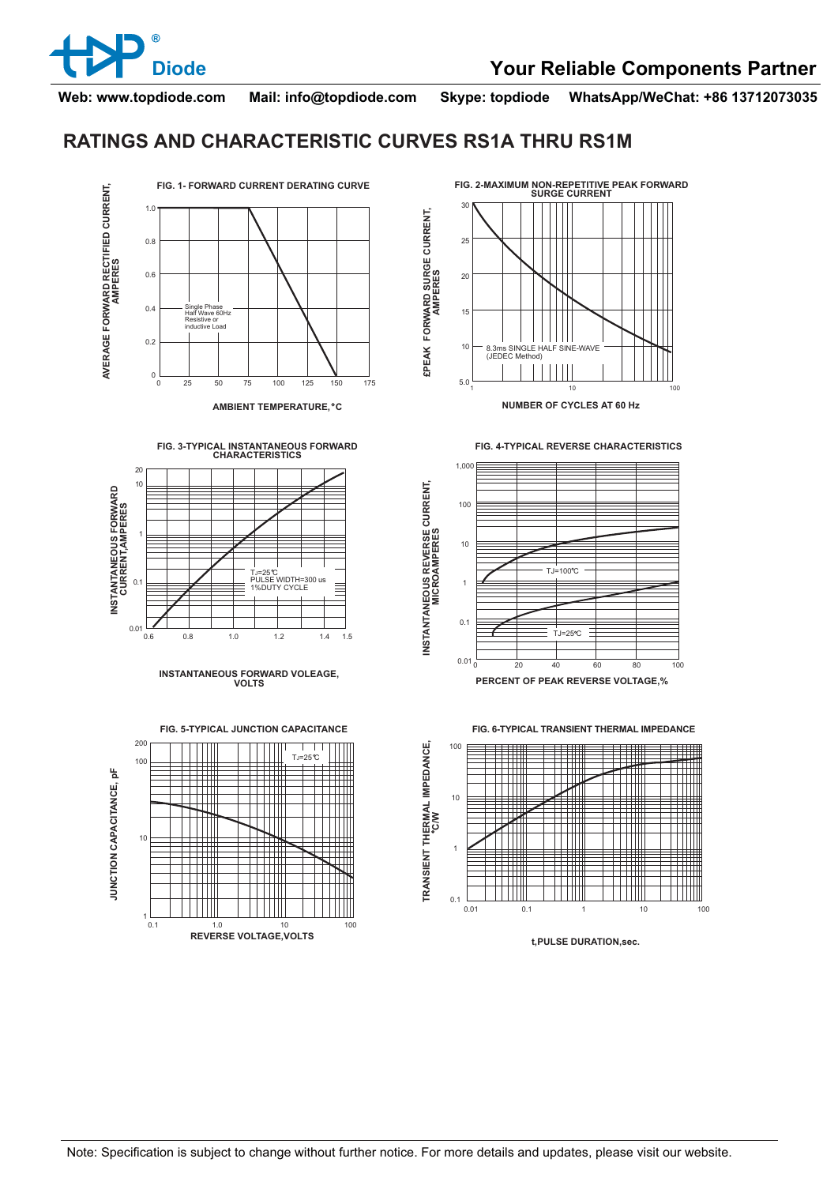## RATINGS AND CHARACTERISTIC CURVES RS1A THRU RS1M

**FIG. 1- FORWARD CURRENT DERATING CURVE**

AVERAGE FORWARD RECTIFIED CURRENT, AMPERES

1.0
0.8
0.6
0.4
0.2
0

0 25 50 75 100 125 150 175

Single Phase
Half Wave 60Hz
Resistive or
inductive Load

AMBIENT TEMPERATURE,°C

**FIG. 2-MAXIMUM NON-REPETITIVE PEAK FORWARD SURGE CURRENT**

£PEAK FORWARD SURGE CURRENT, AMPERES

30
25
20
15
10
5.0

1 10 100

8.3ms SINGLE HALF SINE-WAVE
(JEDEC Method)

NUMBER OF CYCLES AT 60 Hz

**FIG. 3-TYPICAL INSTANTANEOUS FORWARD CHARACTERISTICS**

INSTANTANEOUS FORWARD CURRENT,AMPERES

20
10
1
0.1
0.01

0.6 0.8 1.0 1.2 1.4 1.5

TJ=25℃
PULSE WIDTH=300 us
1%DUTY CYCLE

INSTANTANEOUS FORWARD VOLEAGE, VOLTS

**FIG. 4-TYPICAL REVERSE CHARACTERISTICS**

INSTANTANEOUS REVERSE CURRENT, MICROAMPERES

1,000
100
10
1
0.1
0.01

0 20 40 60 80 100

TJ=100℃
TJ=25℃

PERCENT OF PEAK REVERSE VOLTAGE,%

**FIG. 5-TYPICAL JUNCTION CAPACITANCE**

JUNCTION CAPACITANCE, pF

200
100
10
1

0.1 1.0 10 100

TJ=25℃

REVERSE VOLTAGE,VOLTS

**FIG. 6-TYPICAL TRANSIENT THERMAL IMPEDANCE**

TRANSIENT THERMAL IMPEDANCE, ℃/W

100
10
1
0.1

0.01 0.1 1 10 100

t,PULSE DURATION,sec.

Note: Specification is subject to change without further notice. For more details and updates, please visit our website.